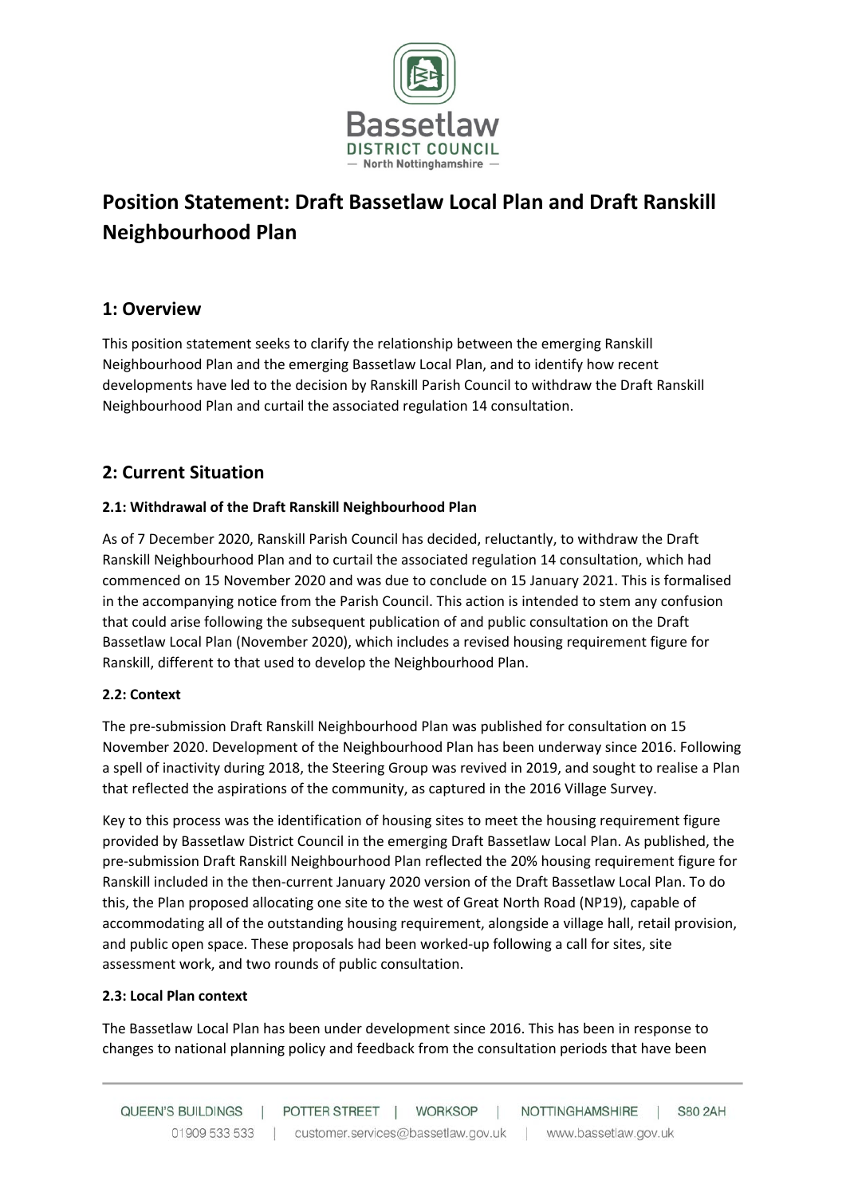# Position Statement: Draft Bassetlaw Local Plan and Draft Ranskill Neighbourhood Plan

## 1: Overview

This position statement seeks to clarify the relationship between the emerging Ranskill Neighbourhood Plan and the emerging Bassetlaw Local Plan, and to identify how recent developments have led to the decision by Ranskill Parish Council to withdraw the Draft Ranskill Neighbourhood Plan and curtail the associated regulation 14 consultation.

## 2: Current Situation

### 2.1: Withdrawal of the Draft Ranskill Neighbourhood Plan

As of 7 December 2020, Ranskill Parish Council has decided, reluctantly, to withdraw the Draft Ranskill Neighbourhood Plan and to curtail the associated regulation 14 consultation, which had commenced on 15 November 2020 and was due to conclude on 15 January 2021. This is formalised in the accompanying notice from the Parish Council. This action is intended to stem any confusion that could arise following the subsequent publication of and public consultation on the Draft Bassetlaw Local Plan (November 2020), which includes a revised housing requirement figure for Ranskill, different to that used to develop the Neighbourhood Plan.

### 2.2: Context

The pre-submission Draft Ranskill Neighbourhood Plan was published for consultation on 15 November 2020. Development of the Neighbourhood Plan has been underway since 2016. Following a spell of inactivity during 2018, the Steering Group was revived in 2019, and sought to realise a Plan that reflected the aspirations of the community, as captured in the 2016 Village Survey.

Key to this process was the identification of housing sites to meet the housing requirement figure provided by Bassetlaw District Council in the emerging Draft Bassetlaw Local Plan. As published, the pre-submission Draft Ranskill Neighbourhood Plan reflected the 20% housing requirement figure for Ranskill included in the then-current January 2020 version of the Draft Bassetlaw Local Plan. To do this, the Plan proposed allocating one site to the west of Great North Road (NP19), capable of accommodating all of the outstanding housing requirement, alongside a village hall, retail provision, and public open space. These proposals had been worked-up following a call for sites, site assessment work, and two rounds of public consultation.

### 2.3: Local Plan context

The Bassetlaw Local Plan has been under development since 2016. This has been in response to changes to national planning policy and feedback from the consultation periods that have been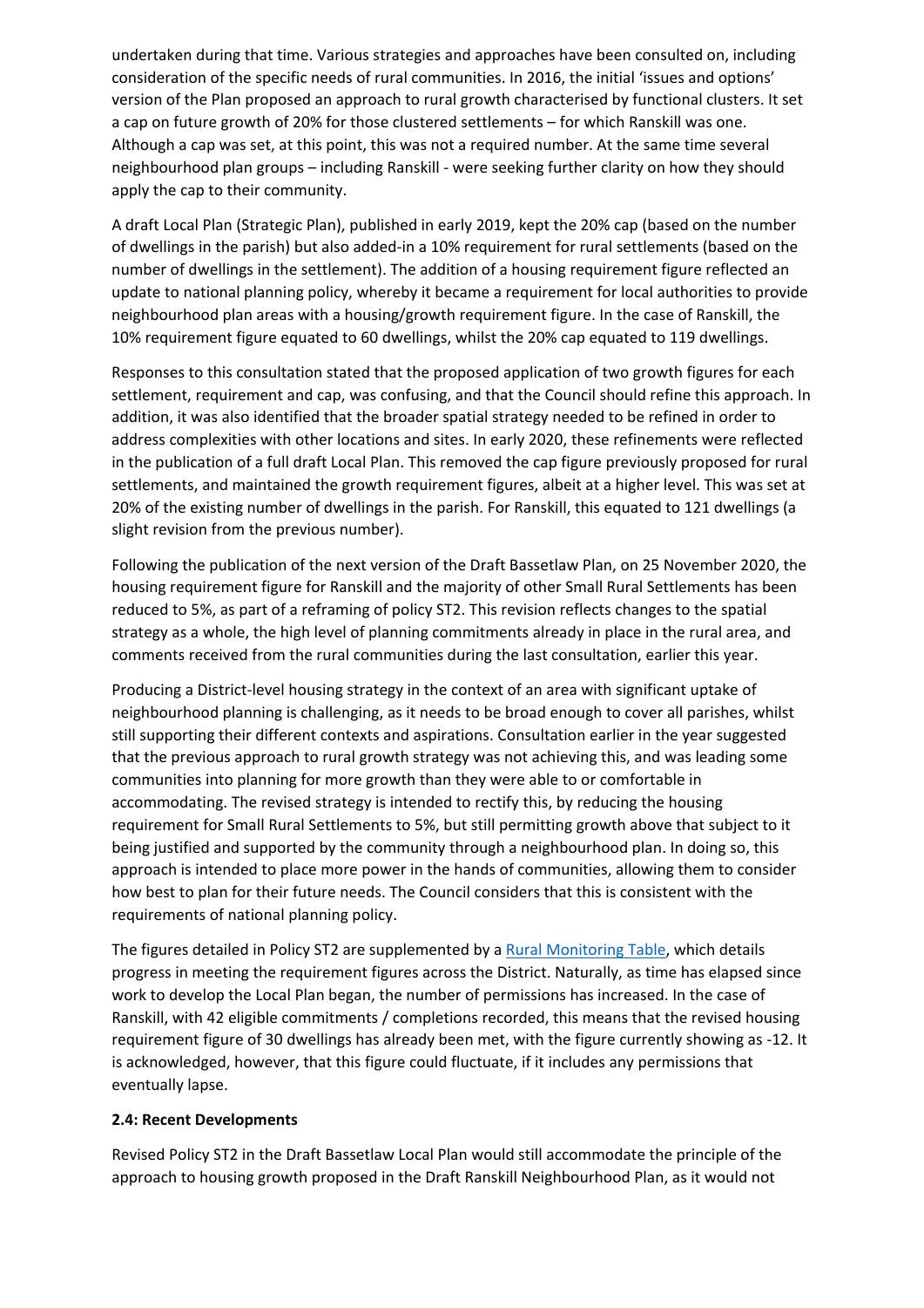undertaken during that time. Various strategies and approaches have been consulted on, including consideration of the specific needs of rural communities. In 2016, the initial 'issues and options' version of the Plan proposed an approach to rural growth characterised by functional clusters. It set a cap on future growth of 20% for those clustered settlements – for which Ranskill was one. Although a cap was set, at this point, this was not a required number. At the same time several neighbourhood plan groups – including Ranskill - were seeking further clarity on how they should apply the cap to their community.

A draft Local Plan (Strategic Plan), published in early 2019, kept the 20% cap (based on the number of dwellings in the parish) but also added-in a 10% requirement for rural settlements (based on the number of dwellings in the settlement). The addition of a housing requirement figure reflected an update to national planning policy, whereby it became a requirement for local authorities to provide neighbourhood plan areas with a housing/growth requirement figure. In the case of Ranskill, the 10% requirement figure equated to 60 dwellings, whilst the 20% cap equated to 119 dwellings.

Responses to this consultation stated that the proposed application of two growth figures for each settlement, requirement and cap, was confusing, and that the Council should refine this approach. In addition, it was also identified that the broader spatial strategy needed to be refined in order to address complexities with other locations and sites. In early 2020, these refinements were reflected in the publication of a full draft Local Plan. This removed the cap figure previously proposed for rural settlements, and maintained the growth requirement figures, albeit at a higher level. This was set at 20% of the existing number of dwellings in the parish. For Ranskill, this equated to 121 dwellings (a slight revision from the previous number).

Following the publication of the next version of the Draft Bassetlaw Plan, on 25 November 2020, the housing requirement figure for Ranskill and the majority of other Small Rural Settlements has been reduced to 5%, as part of a reframing of policy ST2. This revision reflects changes to the spatial strategy as a whole, the high level of planning commitments already in place in the rural area, and comments received from the rural communities during the last consultation, earlier this year.

Producing a District-level housing strategy in the context of an area with significant uptake of neighbourhood planning is challenging, as it needs to be broad enough to cover all parishes, whilst still supporting their different contexts and aspirations. Consultation earlier in the year suggested that the previous approach to rural growth strategy was not achieving this, and was leading some communities into planning for more growth than they were able to or comfortable in accommodating. The revised strategy is intended to rectify this, by reducing the housing requirement for Small Rural Settlements to 5%, but still permitting growth above that subject to it being justified and supported by the community through a neighbourhood plan. In doing so, this approach is intended to place more power in the hands of communities, allowing them to consider how best to plan for their future needs. The Council considers that this is consistent with the requirements of national planning policy.

The figures detailed in Policy ST2 are supplemented by a Rural Monitoring Table, which details progress in meeting the requirement figures across the District. Naturally, as time has elapsed since work to develop the Local Plan began, the number of permissions has increased. In the case of Ranskill, with 42 eligible commitments / completions recorded, this means that the revised housing requirement figure of 30 dwellings has already been met, with the figure currently showing as -12. It is acknowledged, however, that this figure could fluctuate, if it includes any permissions that eventually lapse.

**2.4: Recent Developments**

Revised Policy ST2 in the Draft Bassetlaw Local Plan would still accommodate the principle of the approach to housing growth proposed in the Draft Ranskill Neighbourhood Plan, as it would not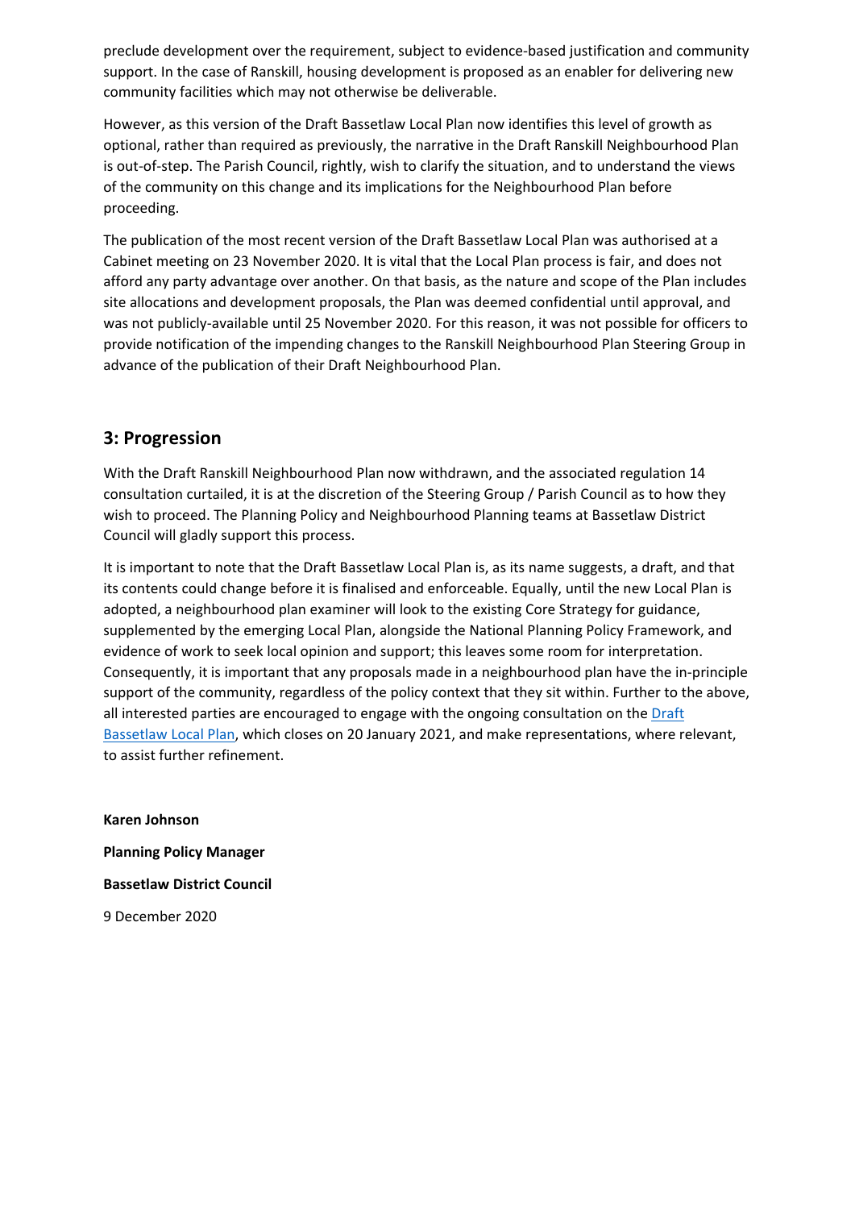preclude development over the requirement, subject to evidence-based justification and community support. In the case of Ranskill, housing development is proposed as an enabler for delivering new community facilities which may not otherwise be deliverable.

However, as this version of the Draft Bassetlaw Local Plan now identifies this level of growth as optional, rather than required as previously, the narrative in the Draft Ranskill Neighbourhood Plan is out-of-step. The Parish Council, rightly, wish to clarify the situation, and to understand the views of the community on this change and its implications for the Neighbourhood Plan before proceeding.

The publication of the most recent version of the Draft Bassetlaw Local Plan was authorised at a Cabinet meeting on 23 November 2020. It is vital that the Local Plan process is fair, and does not afford any party advantage over another. On that basis, as the nature and scope of the Plan includes site allocations and development proposals, the Plan was deemed confidential until approval, and was not publicly-available until 25 November 2020. For this reason, it was not possible for officers to provide notification of the impending changes to the Ranskill Neighbourhood Plan Steering Group in advance of the publication of their Draft Neighbourhood Plan.

## 3: Progression

With the Draft Ranskill Neighbourhood Plan now withdrawn, and the associated regulation 14 consultation curtailed, it is at the discretion of the Steering Group / Parish Council as to how they wish to proceed. The Planning Policy and Neighbourhood Planning teams at Bassetlaw District Council will gladly support this process.

It is important to note that the Draft Bassetlaw Local Plan is, as its name suggests, a draft, and that its contents could change before it is finalised and enforceable. Equally, until the new Local Plan is adopted, a neighbourhood plan examiner will look to the existing Core Strategy for guidance, supplemented by the emerging Local Plan, alongside the National Planning Policy Framework, and evidence of work to seek local opinion and support; this leaves some room for interpretation. Consequently, it is important that any proposals made in a neighbourhood plan have the in-principle support of the community, regardless of the policy context that they sit within. Further to the above, all interested parties are encouraged to engage with the ongoing consultation on the Draft Bassetlaw Local Plan, which closes on 20 January 2021, and make representations, where relevant, to assist further refinement.

**Karen Johnson**

**Planning Policy Manager**

**Bassetlaw District Council**

9 December 2020